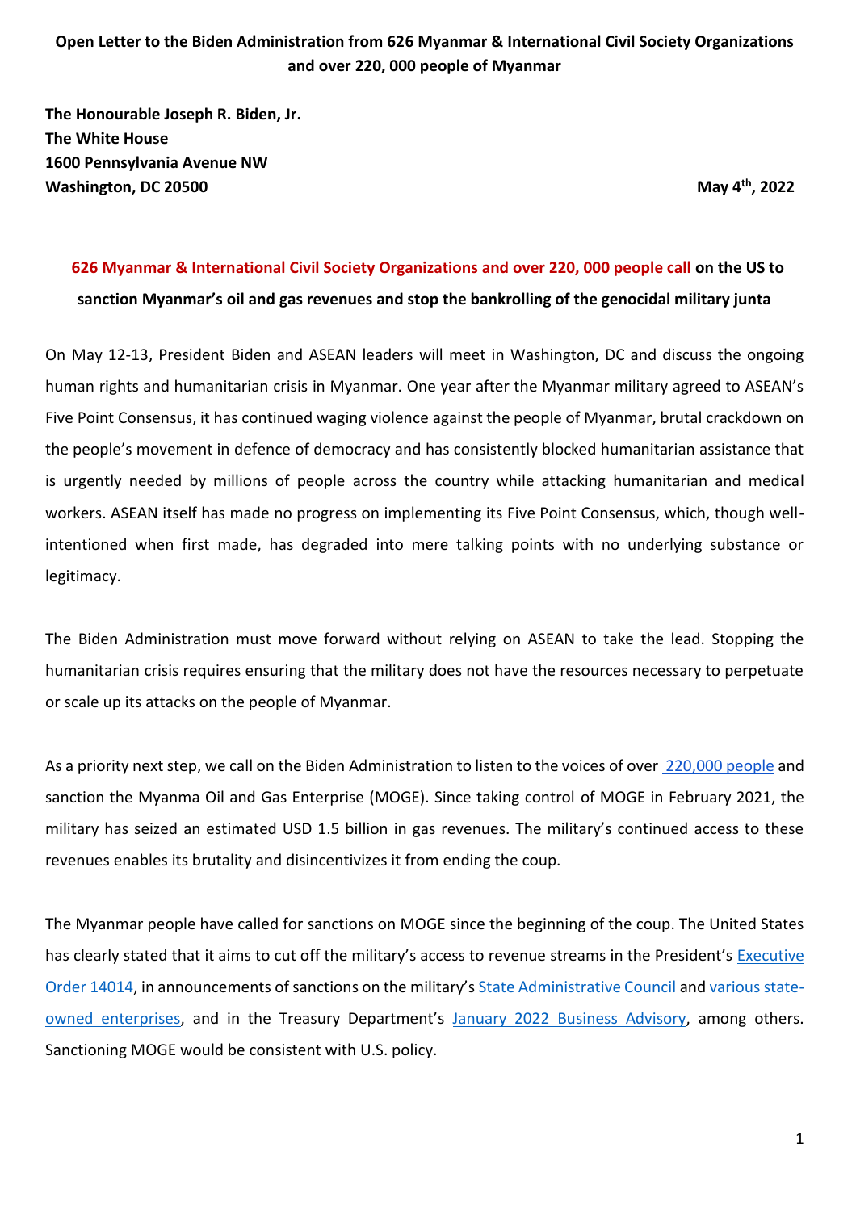**Open Letter to the Biden Administration from 626 Myanmar & International Civil Society Organizations and over 220, 000 people of Myanmar**

**The Honourable Joseph R. Biden, Jr.**
**The White House**
**1600 Pennsylvania Avenue NW**
**Washington, DC 20500**

**May 4th, 2022**

## 626 Myanmar & International Civil Society Organizations and over 220, 000 people call on the US to sanction Myanmar's oil and gas revenues and stop the bankrolling of the genocidal military junta

On May 12-13, President Biden and ASEAN leaders will meet in Washington, DC and discuss the ongoing human rights and humanitarian crisis in Myanmar. One year after the Myanmar military agreed to ASEAN's Five Point Consensus, it has continued waging violence against the people of Myanmar, brutal crackdown on the people's movement in defence of democracy and has consistently blocked humanitarian assistance that is urgently needed by millions of people across the country while attacking humanitarian and medical workers. ASEAN itself has made no progress on implementing its Five Point Consensus, which, though well-intentioned when first made, has degraded into mere talking points with no underlying substance or legitimacy.

The Biden Administration must move forward without relying on ASEAN to take the lead. Stopping the humanitarian crisis requires ensuring that the military does not have the resources necessary to perpetuate or scale up its attacks on the people of Myanmar.

As a priority next step, we call on the Biden Administration to listen to the voices of over 220,000 people and sanction the Myanma Oil and Gas Enterprise (MOGE). Since taking control of MOGE in February 2021, the military has seized an estimated USD 1.5 billion in gas revenues. The military's continued access to these revenues enables its brutality and disincentivizes it from ending the coup.

The Myanmar people have called for sanctions on MOGE since the beginning of the coup. The United States has clearly stated that it aims to cut off the military's access to revenue streams in the President's Executive Order 14014, in announcements of sanctions on the military's State Administrative Council and various state-owned enterprises, and in the Treasury Department's January 2022 Business Advisory, among others. Sanctioning MOGE would be consistent with U.S. policy.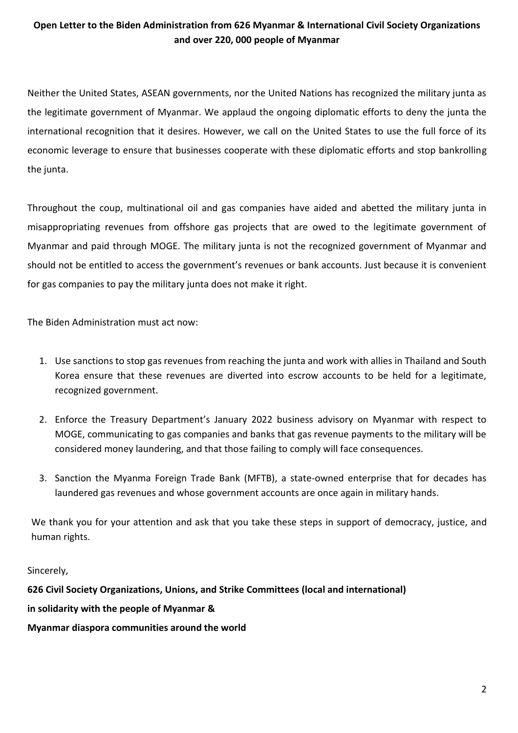**Open Letter to the Biden Administration from 626 Myanmar & International Civil Society Organizations and over 220, 000 people of Myanmar**

Neither the United States, ASEAN governments, nor the United Nations has recognized the military junta as the legitimate government of Myanmar. We applaud the ongoing diplomatic efforts to deny the junta the international recognition that it desires. However, we call on the United States to use the full force of its economic leverage to ensure that businesses cooperate with these diplomatic efforts and stop bankrolling the junta.

Throughout the coup, multinational oil and gas companies have aided and abetted the military junta in misappropriating revenues from offshore gas projects that are owed to the legitimate government of Myanmar and paid through MOGE. The military junta is not the recognized government of Myanmar and should not be entitled to access the government's revenues or bank accounts. Just because it is convenient for gas companies to pay the military junta does not make it right.

The Biden Administration must act now:

1. Use sanctions to stop gas revenues from reaching the junta and work with allies in Thailand and South Korea ensure that these revenues are diverted into escrow accounts to be held for a legitimate, recognized government.
2. Enforce the Treasury Department's January 2022 business advisory on Myanmar with respect to MOGE, communicating to gas companies and banks that gas revenue payments to the military will be considered money laundering, and that those failing to comply will face consequences.
3. Sanction the Myanma Foreign Trade Bank (MFTB), a state-owned enterprise that for decades has laundered gas revenues and whose government accounts are once again in military hands.

We thank you for your attention and ask that you take these steps in support of democracy, justice, and human rights.

Sincerely,

**626 Civil Society Organizations, Unions, and Strike Committees (local and international)**

**in solidarity with the people of Myanmar &**

**Myanmar diaspora communities around the world**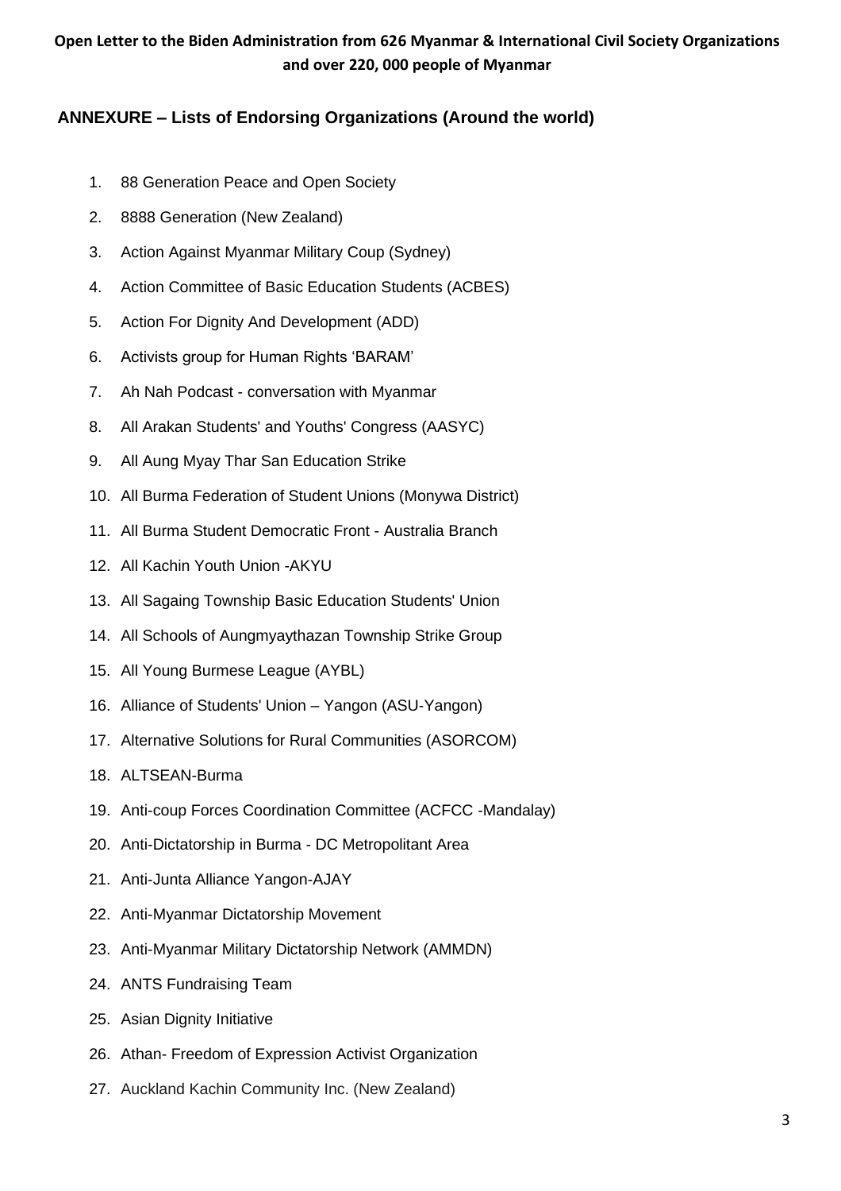**Open Letter to the Biden Administration from 626 Myanmar & International Civil Society Organizations and over 220, 000 people of Myanmar**

## ANNEXURE – Lists of Endorsing Organizations (Around the world)

1. 88 Generation Peace and Open Society
2. 8888 Generation (New Zealand)
3. Action Against Myanmar Military Coup (Sydney)
4. Action Committee of Basic Education Students (ACBES)
5. Action For Dignity And Development (ADD)
6. Activists group for Human Rights 'BARAM'
7. Ah Nah Podcast - conversation with Myanmar
8. All Arakan Students' and Youths' Congress (AASYC)
9. All Aung Myay Thar San Education Strike
10. All Burma Federation of Student Unions (Monywa District)
11. All Burma Student Democratic Front - Australia Branch
12. All Kachin Youth Union -AKYU
13. All Sagaing Township Basic Education Students' Union
14. All Schools of Aungmyaythazan Township Strike Group
15. All Young Burmese League (AYBL)
16. Alliance of Students' Union – Yangon (ASU-Yangon)
17. Alternative Solutions for Rural Communities (ASORCOM)
18. ALTSEAN-Burma
19. Anti-coup Forces Coordination Committee (ACFCC -Mandalay)
20. Anti-Dictatorship in Burma - DC Metropolitant Area
21. Anti-Junta Alliance Yangon-AJAY
22. Anti-Myanmar Dictatorship Movement
23. Anti-Myanmar Military Dictatorship Network (AMMDN)
24. ANTS Fundraising Team
25. Asian Dignity Initiative
26. Athan- Freedom of Expression Activist Organization
27. Auckland Kachin Community Inc. (New Zealand)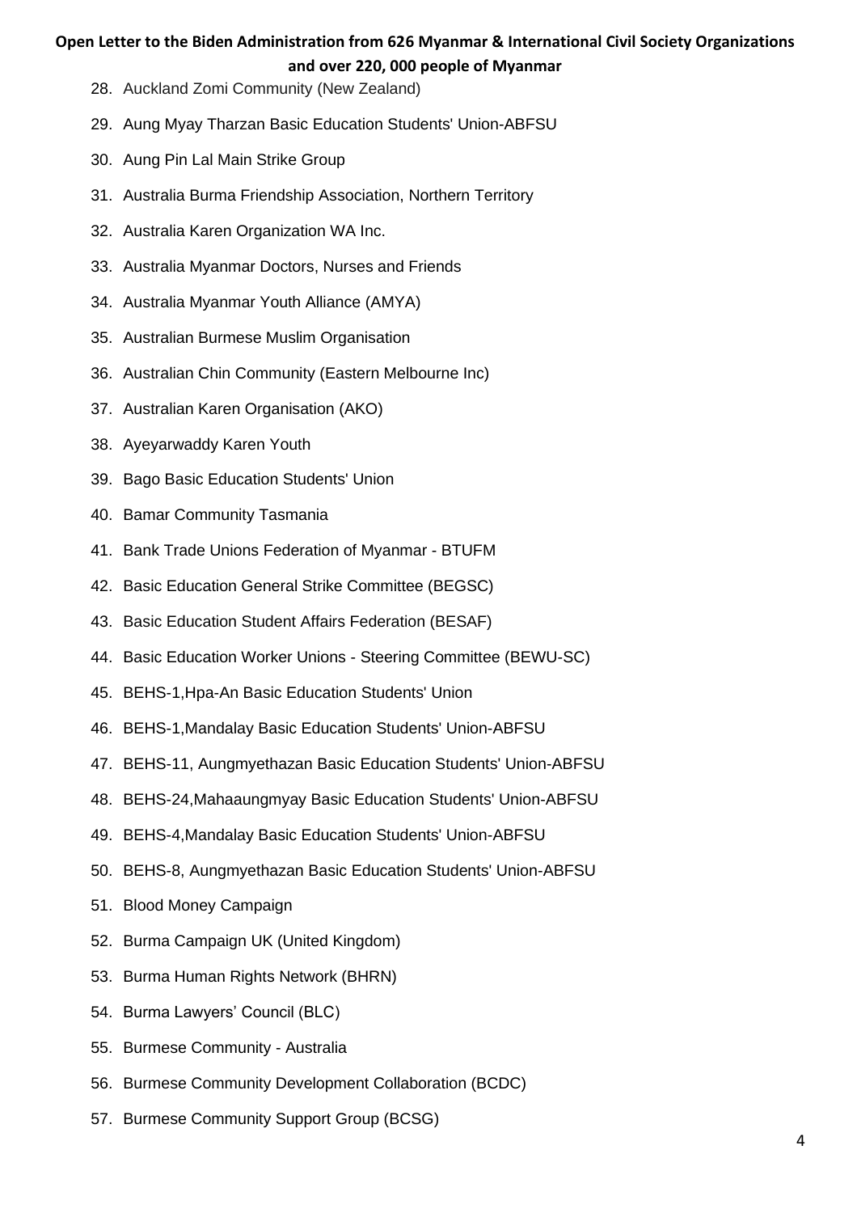28. Auckland Zomi Community (New Zealand)
29. Aung Myay Tharzan Basic Education Students' Union-ABFSU
30. Aung Pin Lal Main Strike Group
31. Australia Burma Friendship Association, Northern Territory
32. Australia Karen Organization WA Inc.
33. Australia Myanmar Doctors, Nurses and Friends
34. Australia Myanmar Youth Alliance (AMYA)
35. Australian Burmese Muslim Organisation
36. Australian Chin Community (Eastern Melbourne Inc)
37. Australian Karen Organisation (AKO)
38. Ayeyarwaddy Karen Youth
39. Bago Basic Education Students' Union
40. Bamar Community Tasmania
41. Bank Trade Unions Federation of Myanmar - BTUFM
42. Basic Education General Strike Committee (BEGSC)
43. Basic Education Student Affairs Federation (BESAF)
44. Basic Education Worker Unions - Steering Committee (BEWU-SC)
45. BEHS-1,Hpa-An Basic Education Students' Union
46. BEHS-1,Mandalay Basic Education Students' Union-ABFSU
47. BEHS-11, Aungmyethazan Basic Education Students' Union-ABFSU
48. BEHS-24,Mahaaungmyay Basic Education Students' Union-ABFSU
49. BEHS-4,Mandalay Basic Education Students' Union-ABFSU
50. BEHS-8, Aungmyethazan Basic Education Students' Union-ABFSU
51. Blood Money Campaign
52. Burma Campaign UK (United Kingdom)
53. Burma Human Rights Network (BHRN)
54. Burma Lawyers' Council (BLC)
55. Burmese Community - Australia
56. Burmese Community Development Collaboration (BCDC)
57. Burmese Community Support Group (BCSG)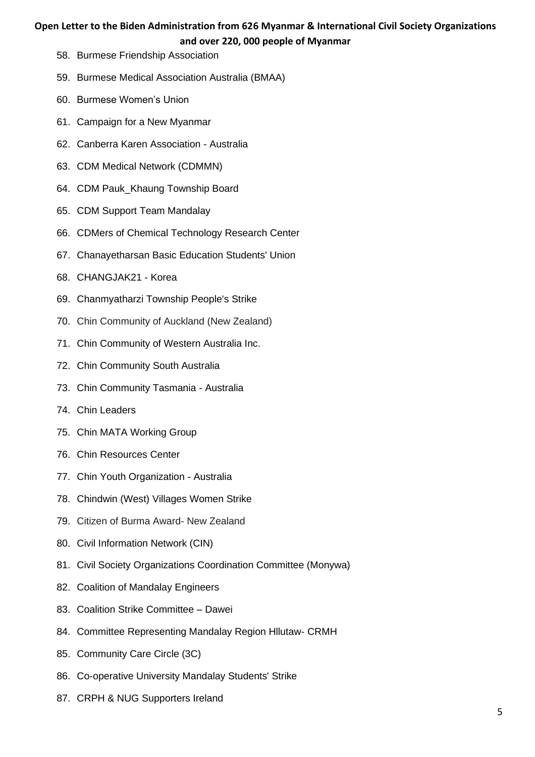58. Burmese Friendship Association
59. Burmese Medical Association Australia (BMAA)
60. Burmese Women's Union
61. Campaign for a New Myanmar
62. Canberra Karen Association - Australia
63. CDM Medical Network (CDMMN)
64. CDM Pauk_Khaung Township Board
65. CDM Support Team Mandalay
66. CDMers of Chemical Technology Research Center
67. Chanayetharsan Basic Education Students' Union
68. CHANGJAK21 - Korea
69. Chanmyatharzi Township People's Strike
70. Chin Community of Auckland (New Zealand)
71. Chin Community of Western Australia Inc.
72. Chin Community South Australia
73. Chin Community Tasmania - Australia
74. Chin Leaders
75. Chin MATA Working Group
76. Chin Resources Center
77. Chin Youth Organization - Australia
78. Chindwin (West) Villages Women Strike
79. Citizen of Burma Award- New Zealand
80. Civil Information Network (CIN)
81. Civil Society Organizations Coordination Committee (Monywa)
82. Coalition of Mandalay Engineers
83. Coalition Strike Committee – Dawei
84. Committee Representing Mandalay Region Hllutaw- CRMH
85. Community Care Circle (3C)
86. Co-operative University Mandalay Students' Strike
87. CRPH & NUG Supporters Ireland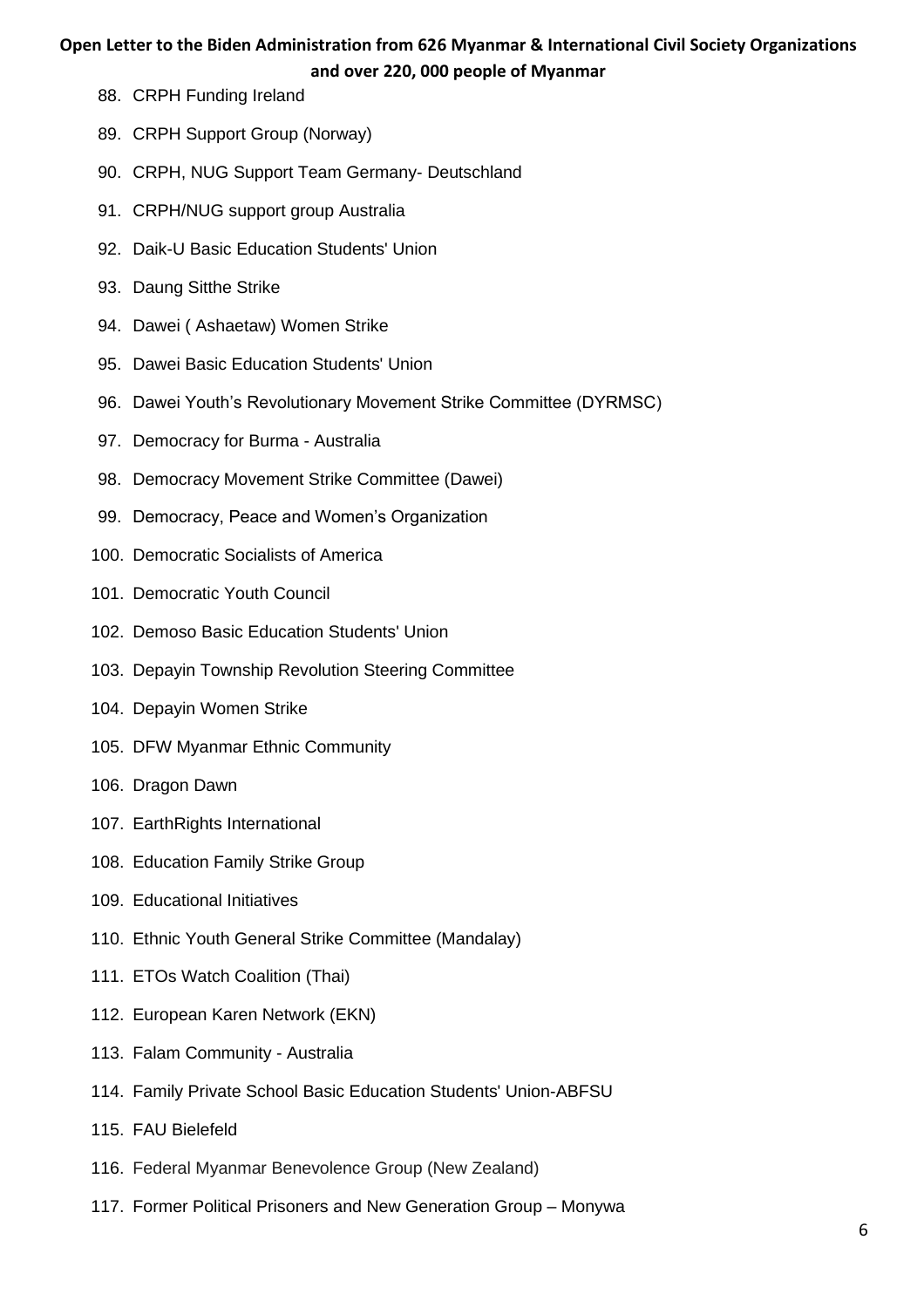88. CRPH Funding Ireland
89. CRPH Support Group (Norway)
90. CRPH, NUG Support Team Germany- Deutschland
91. CRPH/NUG support group Australia
92. Daik-U Basic Education Students' Union
93. Daung Sitthe Strike
94. Dawei ( Ashaetaw) Women Strike
95. Dawei Basic Education Students' Union
96. Dawei Youth's Revolutionary Movement Strike Committee (DYRMSC)
97. Democracy for Burma - Australia
98. Democracy Movement Strike Committee (Dawei)
99. Democracy, Peace and Women's Organization
100. Democratic Socialists of America
101. Democratic Youth Council
102. Demoso Basic Education Students' Union
103. Depayin Township Revolution Steering Committee
104. Depayin Women Strike
105. DFW Myanmar Ethnic Community
106. Dragon Dawn
107. EarthRights International
108. Education Family Strike Group
109. Educational Initiatives
110. Ethnic Youth General Strike Committee (Mandalay)
111. ETOs Watch Coalition (Thai)
112. European Karen Network (EKN)
113. Falam Community - Australia
114. Family Private School Basic Education Students' Union-ABFSU
115. FAU Bielefeld
116. Federal Myanmar Benevolence Group (New Zealand)
117. Former Political Prisoners and New Generation Group – Monywa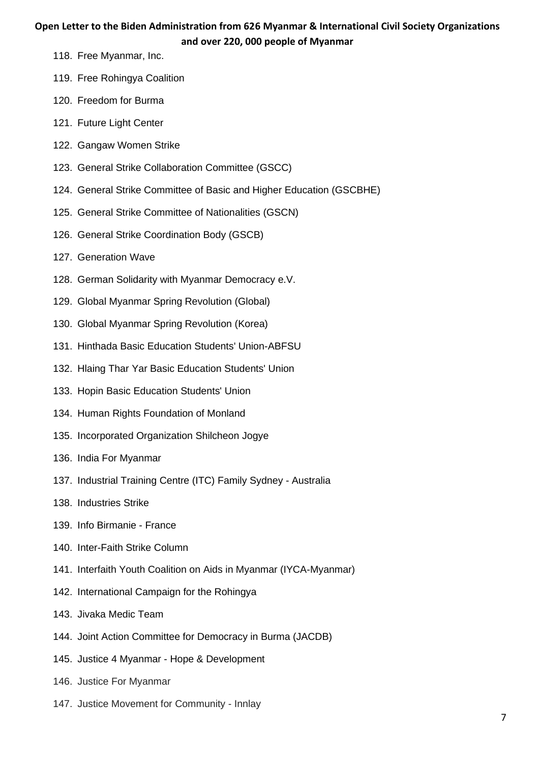118. Free Myanmar, Inc.
119. Free Rohingya Coalition
120. Freedom for Burma
121. Future Light Center
122. Gangaw Women Strike
123. General Strike Collaboration Committee (GSCC)
124. General Strike Committee of Basic and Higher Education (GSCBHE)
125. General Strike Committee of Nationalities (GSCN)
126. General Strike Coordination Body (GSCB)
127. Generation Wave
128. German Solidarity with Myanmar Democracy e.V.
129. Global Myanmar Spring Revolution (Global)
130. Global Myanmar Spring Revolution (Korea)
131. Hinthada Basic Education Students' Union-ABFSU
132. Hlaing Thar Yar Basic Education Students' Union
133. Hopin Basic Education Students' Union
134. Human Rights Foundation of Monland
135. Incorporated Organization Shilcheon Jogye
136. India For Myanmar
137. Industrial Training Centre (ITC) Family Sydney - Australia
138. Industries Strike
139. Info Birmanie - France
140. Inter-Faith Strike Column
141. Interfaith Youth Coalition on Aids in Myanmar (IYCA-Myanmar)
142. International Campaign for the Rohingya
143. Jivaka Medic Team
144. Joint Action Committee for Democracy in Burma (JACDB)
145. Justice 4 Myanmar - Hope & Development
146. Justice For Myanmar
147. Justice Movement for Community - Innlay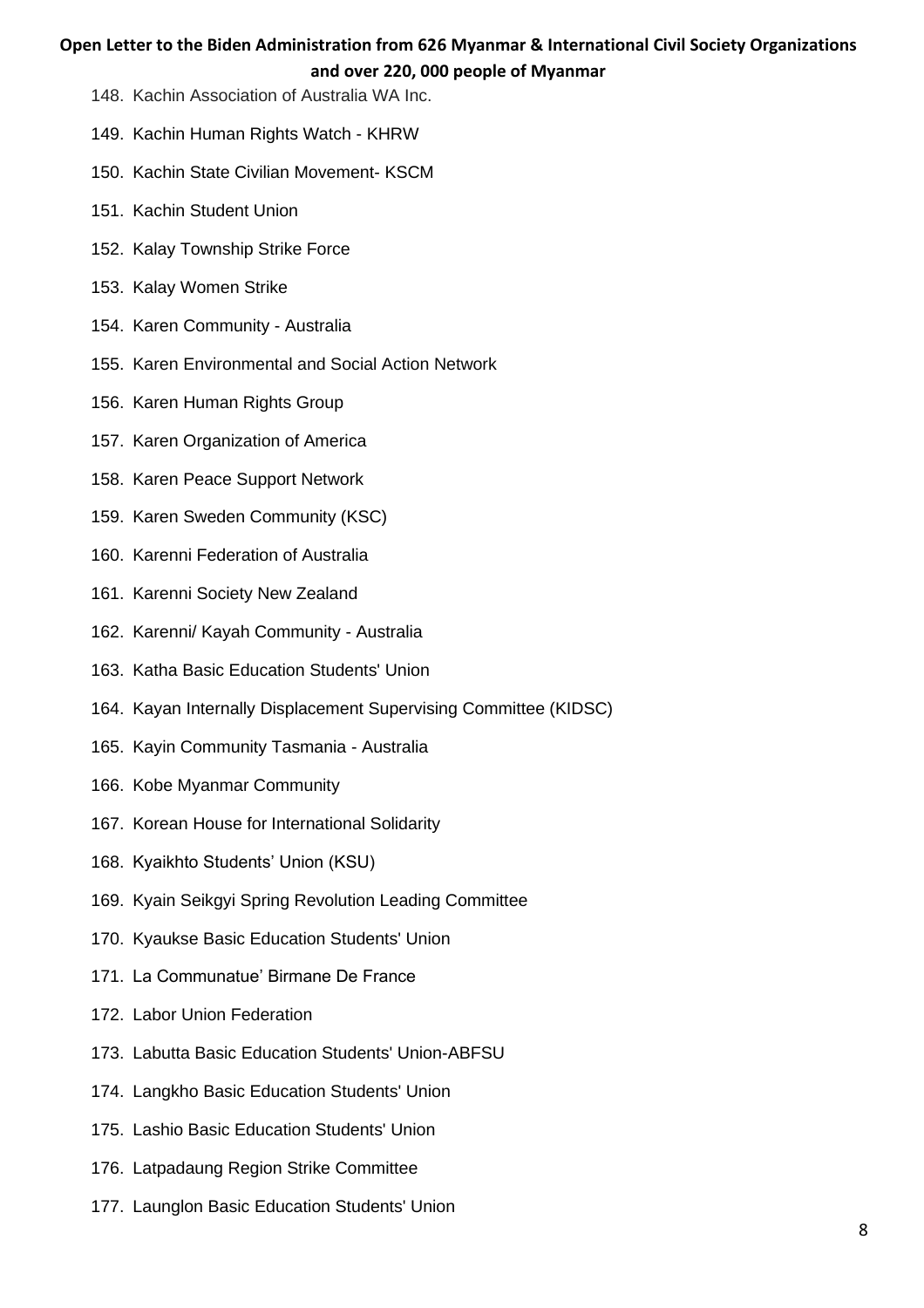148. Kachin Association of Australia WA Inc.
149. Kachin Human Rights Watch - KHRW
150. Kachin State Civilian Movement- KSCM
151. Kachin Student Union
152. Kalay Township Strike Force
153. Kalay Women Strike
154. Karen Community - Australia
155. Karen Environmental and Social Action Network
156. Karen Human Rights Group
157. Karen Organization of America
158. Karen Peace Support Network
159. Karen Sweden Community (KSC)
160. Karenni Federation of Australia
161. Karenni Society New Zealand
162. Karenni/ Kayah Community - Australia
163. Katha Basic Education Students' Union
164. Kayan Internally Displacement Supervising Committee (KIDSC)
165. Kayin Community Tasmania - Australia
166. Kobe Myanmar Community
167. Korean House for International Solidarity
168. Kyaikhto Students' Union (KSU)
169. Kyain Seikgyi Spring Revolution Leading Committee
170. Kyaukse Basic Education Students' Union
171. La Communatue' Birmane De France
172. Labor Union Federation
173. Labutta Basic Education Students' Union-ABFSU
174. Langkho Basic Education Students' Union
175. Lashio Basic Education Students' Union
176. Latpadaung Region Strike Committee
177. Launglon Basic Education Students' Union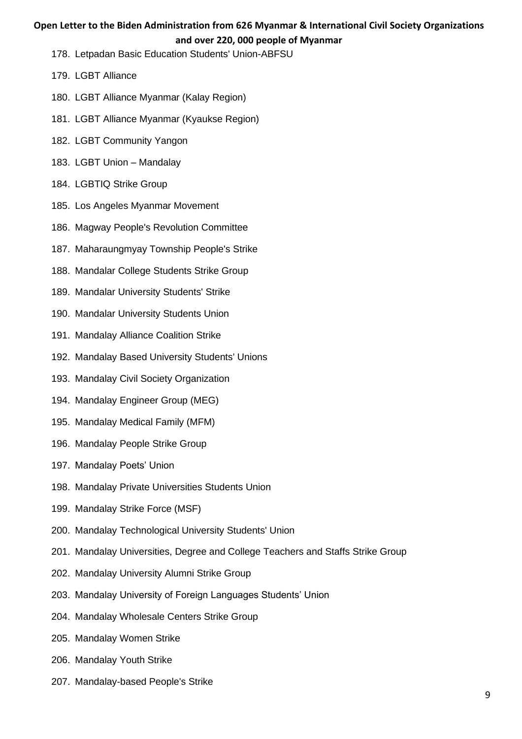178. Letpadan Basic Education Students' Union-ABFSU
179. LGBT Alliance
180. LGBT Alliance Myanmar (Kalay Region)
181. LGBT Alliance Myanmar (Kyaukse Region)
182. LGBT Community Yangon
183. LGBT Union – Mandalay
184. LGBTIQ Strike Group
185. Los Angeles Myanmar Movement
186. Magway People's Revolution Committee
187. Maharaungmyay Township People's Strike
188. Mandalar College Students Strike Group
189. Mandalar University Students' Strike
190. Mandalar University Students Union
191. Mandalay Alliance Coalition Strike
192. Mandalay Based University Students' Unions
193. Mandalay Civil Society Organization
194. Mandalay Engineer Group (MEG)
195. Mandalay Medical Family (MFM)
196. Mandalay People Strike Group
197. Mandalay Poets' Union
198. Mandalay Private Universities Students Union
199. Mandalay Strike Force (MSF)
200. Mandalay Technological University Students' Union
201. Mandalay Universities, Degree and College Teachers and Staffs Strike Group
202. Mandalay University Alumni Strike Group
203. Mandalay University of Foreign Languages Students' Union
204. Mandalay Wholesale Centers Strike Group
205. Mandalay Women Strike
206. Mandalay Youth Strike
207. Mandalay-based People's Strike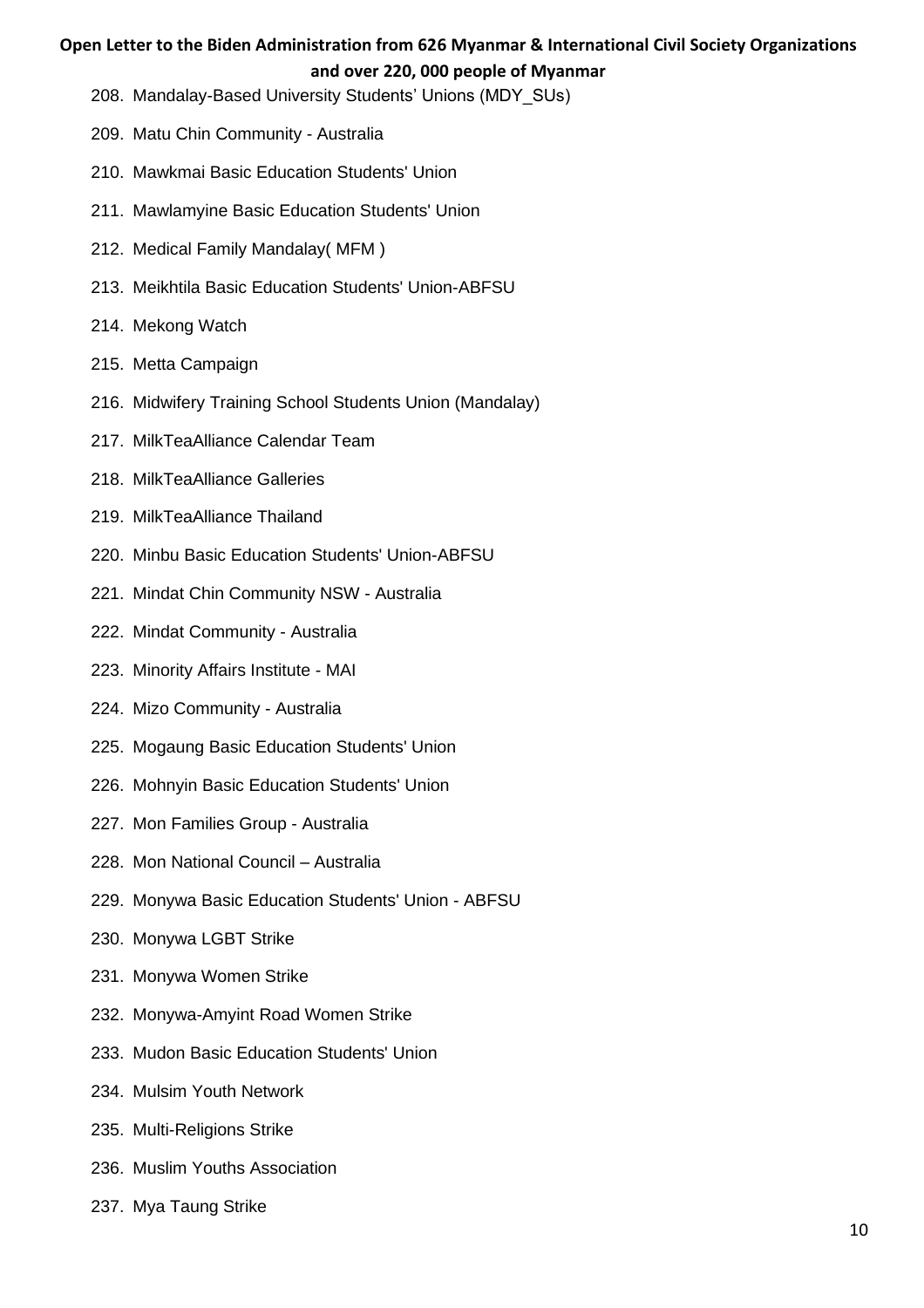208. Mandalay-Based University Students' Unions (MDY_SUs)
209. Matu Chin Community - Australia
210. Mawkmai Basic Education Students' Union
211. Mawlamyine Basic Education Students' Union
212. Medical Family Mandalay( MFM )
213. Meikhtila Basic Education Students' Union-ABFSU
214. Mekong Watch
215. Metta Campaign
216. Midwifery Training School Students Union (Mandalay)
217. MilkTeaAlliance Calendar Team
218. MilkTeaAlliance Galleries
219. MilkTeaAlliance Thailand
220. Minbu Basic Education Students' Union-ABFSU
221. Mindat Chin Community NSW - Australia
222. Mindat Community - Australia
223. Minority Affairs Institute - MAI
224. Mizo Community - Australia
225. Mogaung Basic Education Students' Union
226. Mohnyin Basic Education Students' Union
227. Mon Families Group - Australia
228. Mon National Council – Australia
229. Monywa Basic Education Students' Union - ABFSU
230. Monywa LGBT Strike
231. Monywa Women Strike
232. Monywa-Amyint Road Women Strike
233. Mudon Basic Education Students' Union
234. Mulsim Youth Network
235. Multi-Religions Strike
236. Muslim Youths Association
237. Mya Taung Strike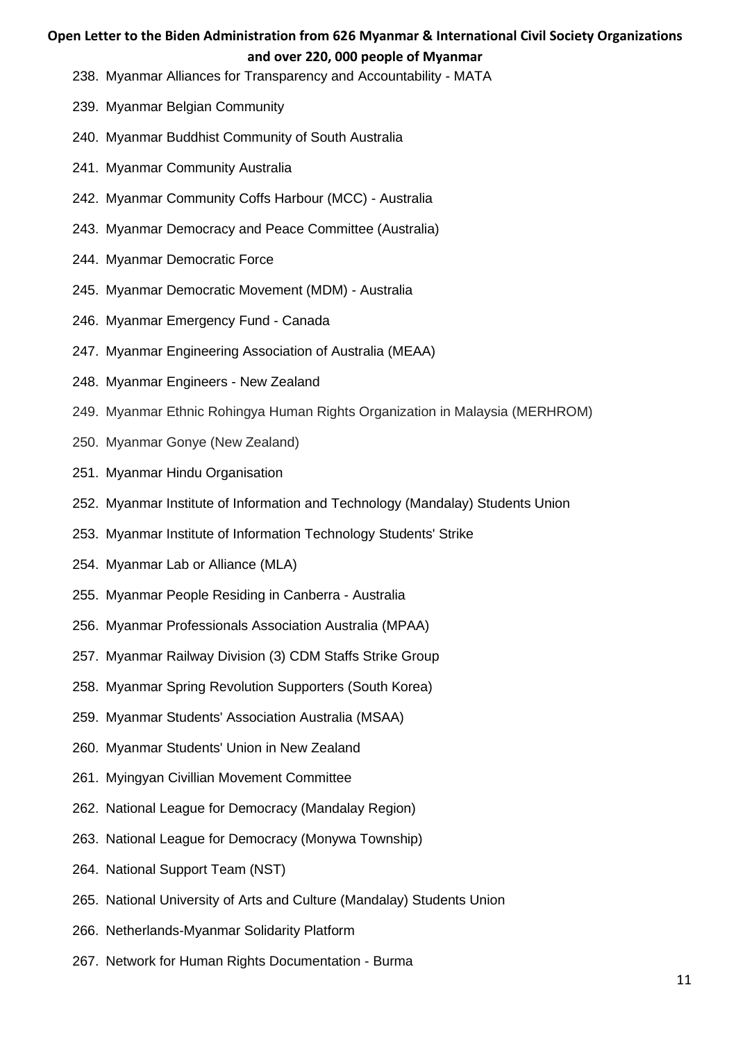238. Myanmar Alliances for Transparency and Accountability - MATA
239. Myanmar Belgian Community
240. Myanmar Buddhist Community of South Australia
241. Myanmar Community Australia
242. Myanmar Community Coffs Harbour (MCC) - Australia
243. Myanmar Democracy and Peace Committee (Australia)
244. Myanmar Democratic Force
245. Myanmar Democratic Movement (MDM) - Australia
246. Myanmar Emergency Fund - Canada
247. Myanmar Engineering Association of Australia (MEAA)
248. Myanmar Engineers - New Zealand
249. Myanmar Ethnic Rohingya Human Rights Organization in Malaysia (MERHROM)
250. Myanmar Gonye (New Zealand)
251. Myanmar Hindu Organisation
252. Myanmar Institute of Information and Technology (Mandalay) Students Union
253. Myanmar Institute of Information Technology Students' Strike
254. Myanmar Lab or Alliance (MLA)
255. Myanmar People Residing in Canberra - Australia
256. Myanmar Professionals Association Australia (MPAA)
257. Myanmar Railway Division (3) CDM Staffs Strike Group
258. Myanmar Spring Revolution Supporters (South Korea)
259. Myanmar Students' Association Australia (MSAA)
260. Myanmar Students' Union in New Zealand
261. Myingyan Civillian Movement Committee
262. National League for Democracy (Mandalay Region)
263. National League for Democracy (Monywa Township)
264. National Support Team (NST)
265. National University of Arts and Culture (Mandalay) Students Union
266. Netherlands-Myanmar Solidarity Platform
267. Network for Human Rights Documentation - Burma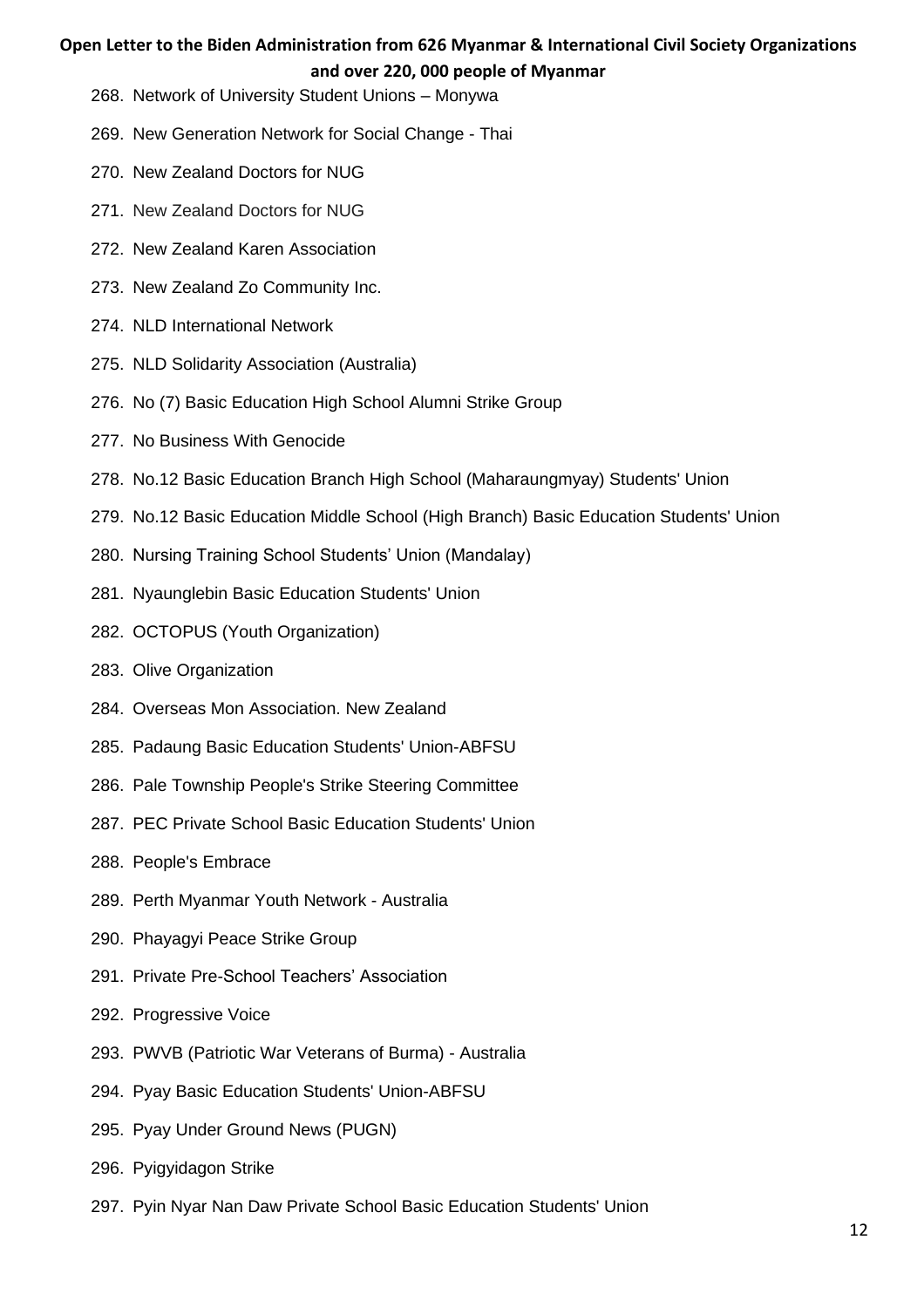268. Network of University Student Unions – Monywa
269. New Generation Network for Social Change - Thai
270. New Zealand Doctors for NUG
271. New Zealand Doctors for NUG
272. New Zealand Karen Association
273. New Zealand Zo Community Inc.
274. NLD International Network
275. NLD Solidarity Association (Australia)
276. No (7) Basic Education High School Alumni Strike Group
277. No Business With Genocide
278. No.12 Basic Education Branch High School (Maharaungmyay) Students' Union
279. No.12 Basic Education Middle School (High Branch) Basic Education Students' Union
280. Nursing Training School Students' Union (Mandalay)
281. Nyaunglebin Basic Education Students' Union
282. OCTOPUS (Youth Organization)
283. Olive Organization
284. Overseas Mon Association. New Zealand
285. Padaung Basic Education Students' Union-ABFSU
286. Pale Township People's Strike Steering Committee
287. PEC Private School Basic Education Students' Union
288. People's Embrace
289. Perth Myanmar Youth Network - Australia
290. Phayagyi Peace Strike Group
291. Private Pre-School Teachers' Association
292. Progressive Voice
293. PWVB (Patriotic War Veterans of Burma) - Australia
294. Pyay Basic Education Students' Union-ABFSU
295. Pyay Under Ground News (PUGN)
296. Pyigyidagon Strike
297. Pyin Nyar Nan Daw Private School Basic Education Students' Union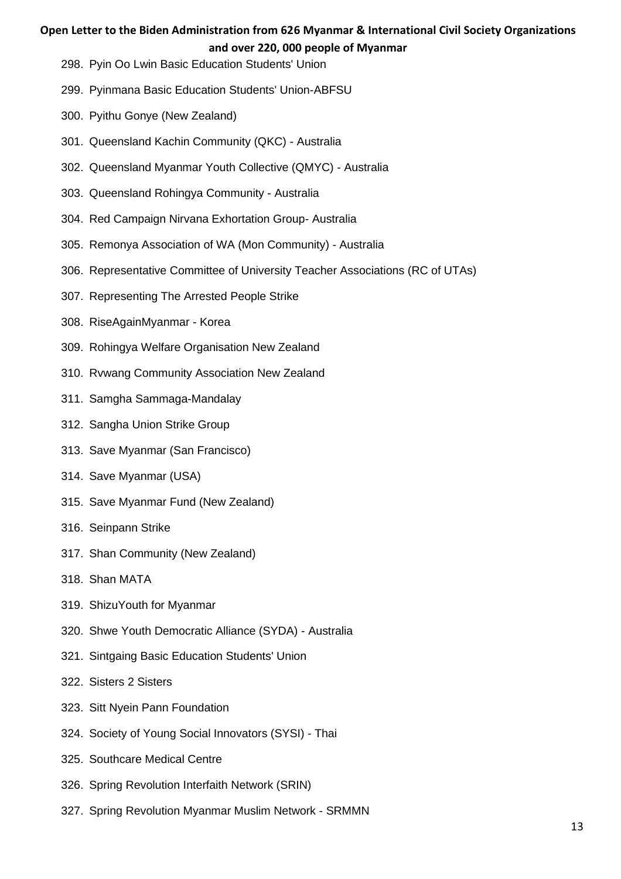298. Pyin Oo Lwin Basic Education Students' Union
299. Pyinmana Basic Education Students' Union-ABFSU
300. Pyithu Gonye (New Zealand)
301. Queensland Kachin Community (QKC) - Australia
302. Queensland Myanmar Youth Collective (QMYC) - Australia
303. Queensland Rohingya Community - Australia
304. Red Campaign Nirvana Exhortation Group- Australia
305. Remonya Association of WA (Mon Community) - Australia
306. Representative Committee of University Teacher Associations (RC of UTAs)
307. Representing The Arrested People Strike
308. RiseAgainMyanmar - Korea
309. Rohingya Welfare Organisation New Zealand
310. Rvwang Community Association New Zealand
311. Samgha Sammaga-Mandalay
312. Sangha Union Strike Group
313. Save Myanmar (San Francisco)
314. Save Myanmar (USA)
315. Save Myanmar Fund (New Zealand)
316. Seinpann Strike
317. Shan Community (New Zealand)
318. Shan MATA
319. ShizuYouth for Myanmar
320. Shwe Youth Democratic Alliance (SYDA) - Australia
321. Sintgaing Basic Education Students' Union
322. Sisters 2 Sisters
323. Sitt Nyein Pann Foundation
324. Society of Young Social Innovators (SYSI) - Thai
325. Southcare Medical Centre
326. Spring Revolution Interfaith Network (SRIN)
327. Spring Revolution Myanmar Muslim Network - SRMMN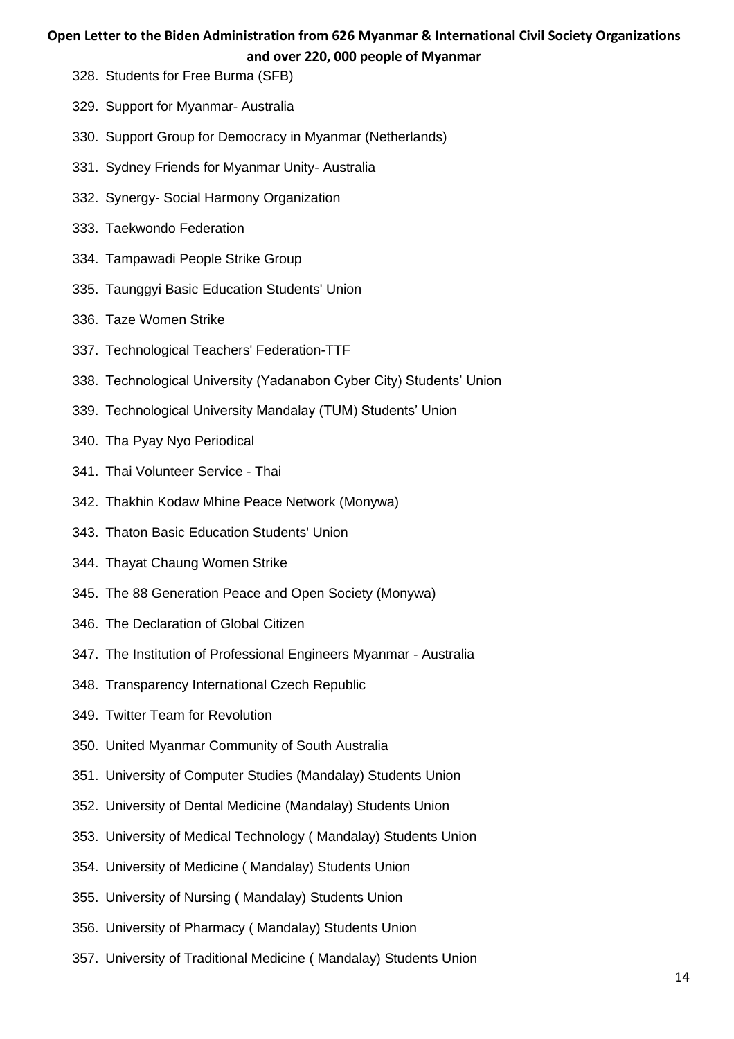328. Students for Free Burma (SFB)
329. Support for Myanmar- Australia
330. Support Group for Democracy in Myanmar (Netherlands)
331. Sydney Friends for Myanmar Unity- Australia
332. Synergy- Social Harmony Organization
333. Taekwondo Federation
334. Tampawadi People Strike Group
335. Taunggyi Basic Education Students' Union
336. Taze Women Strike
337. Technological Teachers' Federation-TTF
338. Technological University (Yadanabon Cyber City) Students' Union
339. Technological University Mandalay (TUM) Students' Union
340. Tha Pyay Nyo Periodical
341. Thai Volunteer Service - Thai
342. Thakhin Kodaw Mhine Peace Network (Monywa)
343. Thaton Basic Education Students' Union
344. Thayat Chaung Women Strike
345. The 88 Generation Peace and Open Society (Monywa)
346. The Declaration of Global Citizen
347. The Institution of Professional Engineers Myanmar - Australia
348. Transparency International Czech Republic
349. Twitter Team for Revolution
350. United Myanmar Community of South Australia
351. University of Computer Studies (Mandalay) Students Union
352. University of Dental Medicine (Mandalay) Students Union
353. University of Medical Technology ( Mandalay) Students Union
354. University of Medicine ( Mandalay) Students Union
355. University of Nursing ( Mandalay) Students Union
356. University of Pharmacy ( Mandalay) Students Union
357. University of Traditional Medicine ( Mandalay) Students Union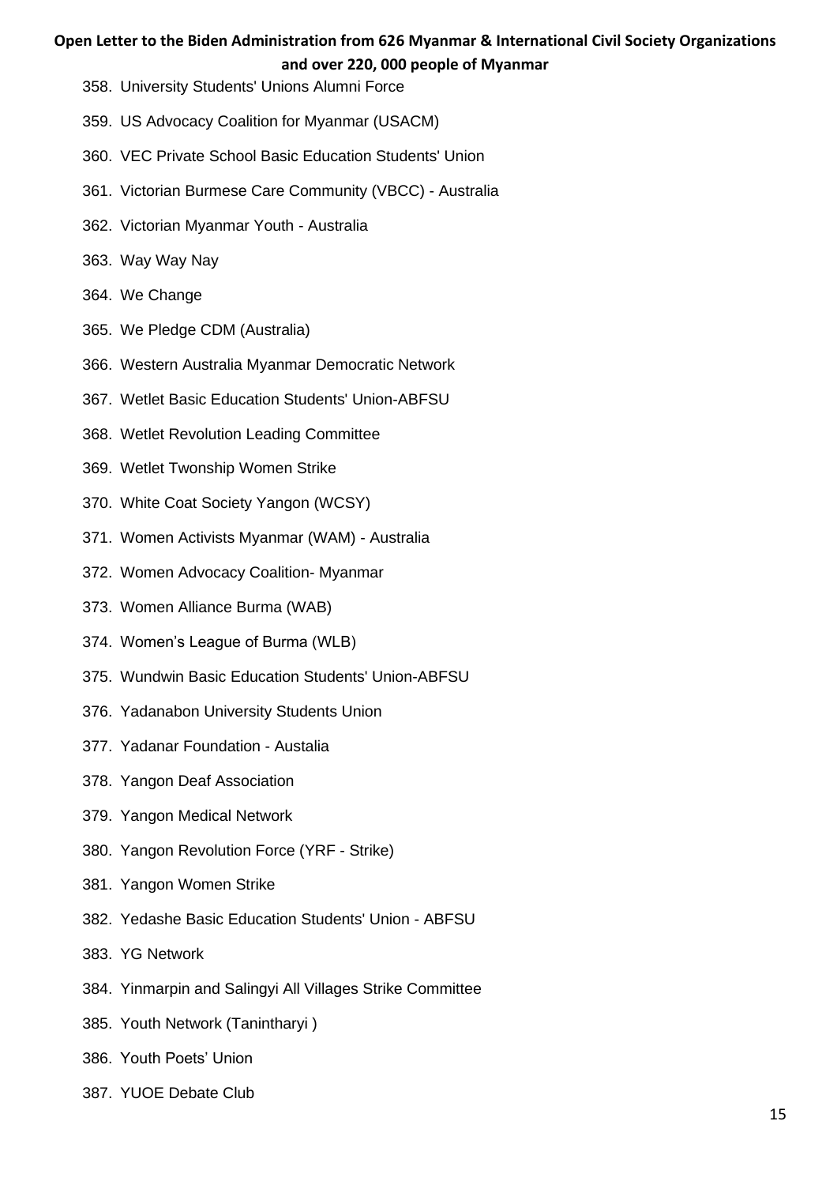358. University Students' Unions Alumni Force
359. US Advocacy Coalition for Myanmar (USACM)
360. VEC Private School Basic Education Students' Union
361. Victorian Burmese Care Community (VBCC) - Australia
362. Victorian Myanmar Youth - Australia
363. Way Way Nay
364. We Change
365. We Pledge CDM (Australia)
366. Western Australia Myanmar Democratic Network
367. Wetlet Basic Education Students' Union-ABFSU
368. Wetlet Revolution Leading Committee
369. Wetlet Twonship Women Strike
370. White Coat Society Yangon (WCSY)
371. Women Activists Myanmar (WAM) - Australia
372. Women Advocacy Coalition- Myanmar
373. Women Alliance Burma (WAB)
374. Women's League of Burma (WLB)
375. Wundwin Basic Education Students' Union-ABFSU
376. Yadanabon University Students Union
377. Yadanar Foundation - Austalia
378. Yangon Deaf Association
379. Yangon Medical Network
380. Yangon Revolution Force (YRF - Strike)
381. Yangon Women Strike
382. Yedashe Basic Education Students' Union - ABFSU
383. YG Network
384. Yinmarpin and Salingyi All Villages Strike Committee
385. Youth Network (Tanintharyi )
386. Youth Poets' Union
387. YUOE Debate Club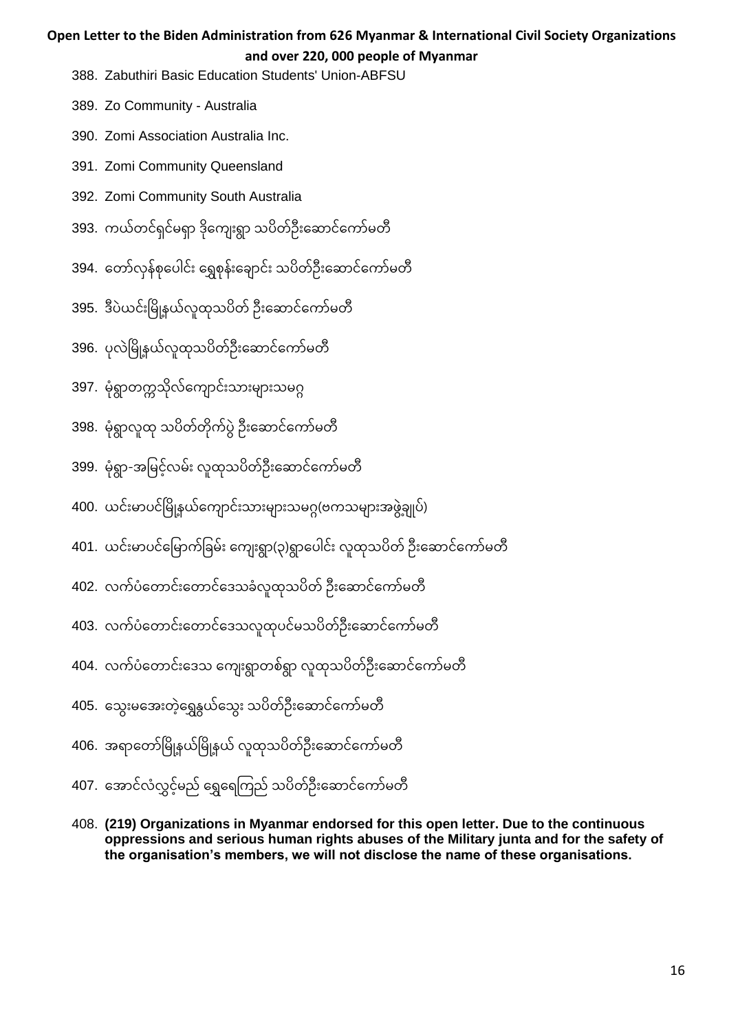388. Zabuthiri Basic Education Students' Union-ABFSU

389. Zo Community - Australia

390. Zomi Association Australia Inc.

391. Zomi Community Queensland

392. Zomi Community South Australia

393. ကယ်တင်ရှင်မရှာ ဒိုကျေးရွာ သပိတ်ဦးဆောင်ကော်မတီ

394. တော်လှန်စုပေါင်း ရွှေစုန်းချောင်း သပိတ်ဦးဆောင်ကော်မတီ

395. ဒီပဲယင်းမြို့နယ်လူထုသပိတ် ဦးဆောင်ကော်မတီ

396. ပုလဲမြို့နယ်လူထုသပိတ်ဦးဆောင်ကော်မတီ

397. မုံရွာတက္ကသိုလ်ကျောင်းသားများသမဂ္ဂ

398. မုံရွာလူထု သပိတ်တိုက်ပွဲ ဦးဆောင်ကော်မတီ

399. မုံရွာ-အမြင့်လမ်း လူထုသပိတ်ဦးဆောင်ကော်မတီ

400. ယင်းမာပင်မြို့နယ်ကျောင်းသားများသမဂ္ဂ(ဗကသများအဖွဲ့ချုပ်)

401. ယင်းမာပင်မြောက်ခြမ်း ကျေးရွာ(၃)ရွာပေါင်း လူထုသပိတ် ဦးဆောင်ကော်မတီ

402. လက်ပံတောင်းတောင်ဒေသခံလူထုသပိတ် ဦးဆောင်ကော်မတီ

403. လက်ပံတောင်းတောင်ဒေသလူထုပင်မသပိတ်ဦးဆောင်ကော်မတီ

404. လက်ပံတောင်းဒေသ ကျေးရွာတစ်ရာ လူထုသပိတ်ဦးဆောင်ကော်မတီ

405. သွေးမအေးတဲ့ရွှေနွယ်သွေး သပိတ်ဦးဆောင်ကော်မတီ

406. အရာတော်မြို့နယ်မြို့နယ် လူထုသပိတ်ဦးဆောင်ကော်မတီ

407. အောင်လံလွှင့်မည် ရွှေရေကြည် သပိတ်ဦးဆောင်ကော်မတီ

408. **(219) Organizations in Myanmar endorsed for this open letter. Due to the continuous oppressions and serious human rights abuses of the Military junta and for the safety of the organisation's members, we will not disclose the name of these organisations.**